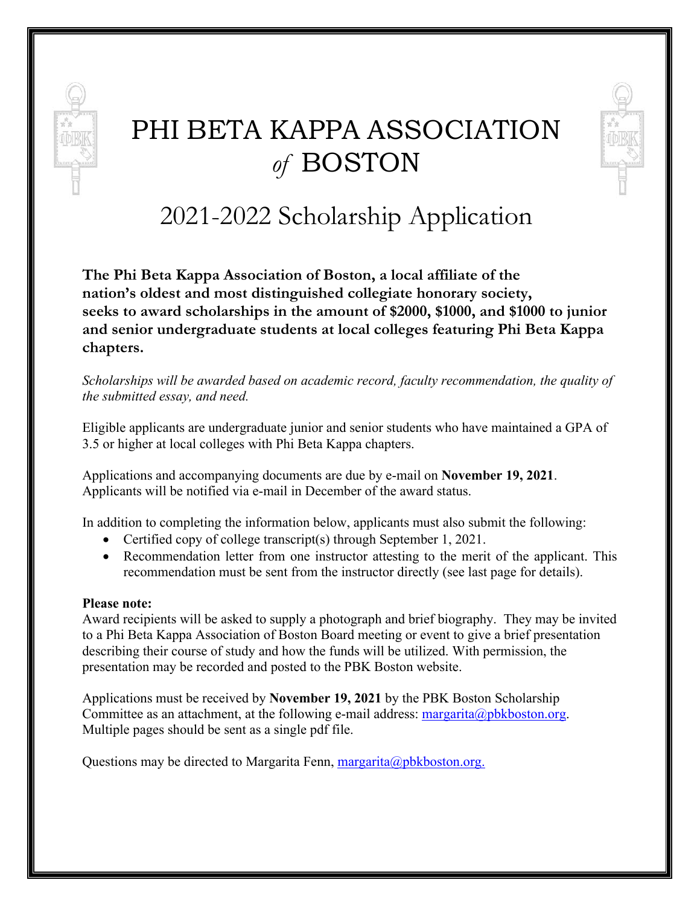# PHI BETA KAPPA ASSOCIATION *of* BOSTON

## 2021-2022 Scholarship Application

**The Phi Beta Kappa Association of Boston, a local affiliate of the nation's oldest and most distinguished collegiate honorary society, seeks to award scholarships in the amount of $2000, $1000, and $1000 to junior and senior undergraduate students at local colleges featuring Phi Beta Kappa chapters.**

*Scholarships will be awarded based on academic record, faculty recommendation, the quality of the submitted essay, and need.*

Eligible applicants are undergraduate junior and senior students who have maintained a GPA of 3.5 or higher at local colleges with Phi Beta Kappa chapters.

Applications and accompanying documents are due by e-mail on **November 19, 2021**. Applicants will be notified via e-mail in December of the award status.

In addition to completing the information below, applicants must also submit the following:

- Certified copy of college transcript(s) through September 1, 2021.
- Recommendation letter from one instructor attesting to the merit of the applicant. This recommendation must be sent from the instructor directly (see last page for details).

**Please note:**
Award recipients will be asked to supply a photograph and brief biography. They may be invited to a Phi Beta Kappa Association of Boston Board meeting or event to give a brief presentation describing their course of study and how the funds will be utilized. With permission, the presentation may be recorded and posted to the PBK Boston website.

Applications must be received by **November 19, 2021** by the PBK Boston Scholarship Committee as an attachment, at the following e-mail address: margarita@pbkboston.org. Multiple pages should be sent as a single pdf file.

Questions may be directed to Margarita Fenn, margarita@pbkboston.org.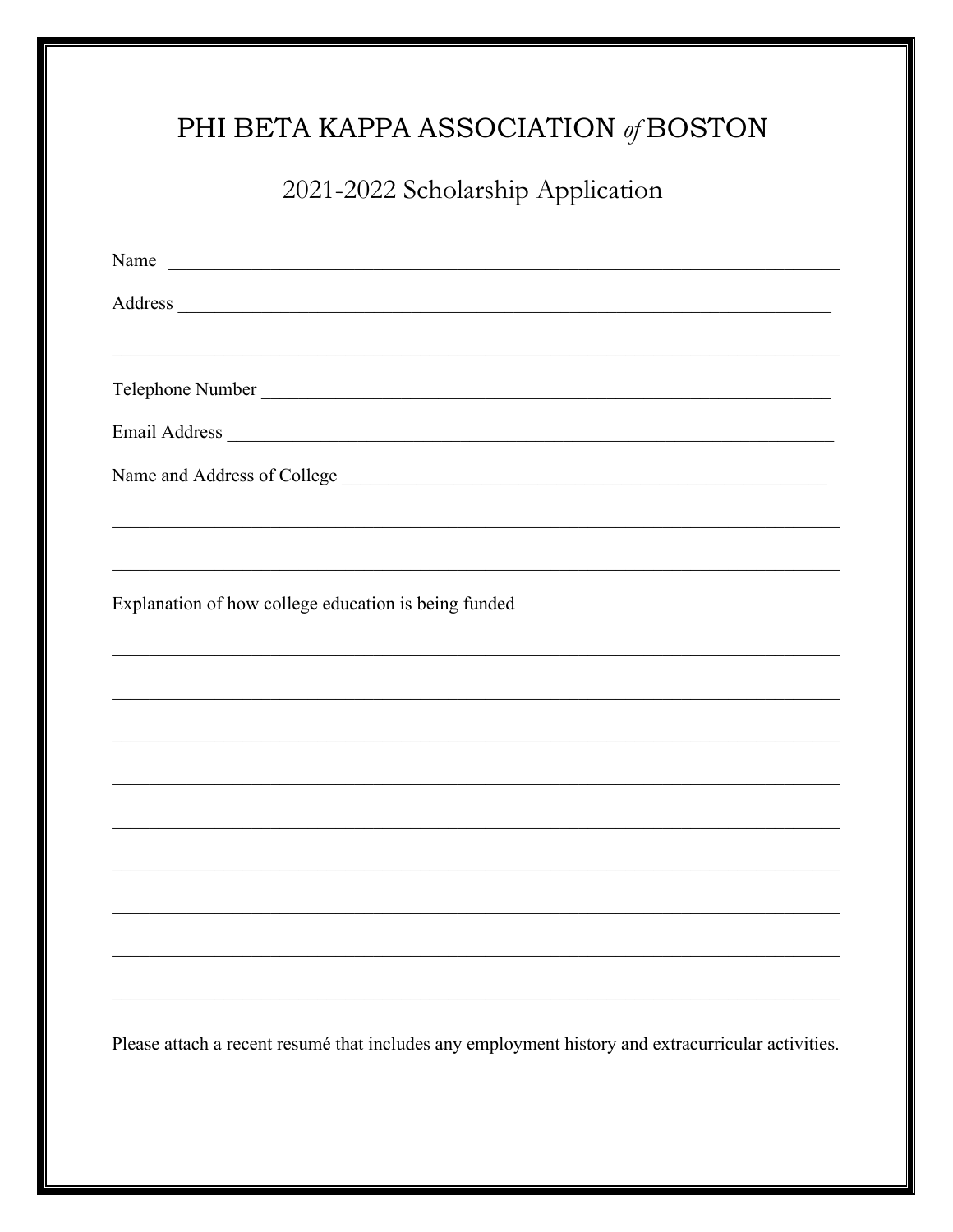# PHI BETA KAPPA ASSOCIATION *of* BOSTON

## 2021-2022 Scholarship Application

Name ______________________________________________________________________

Address ____________________________________________________________________

___________________________________________________________________________

Telephone Number ___________________________________________________________

Email Address ______________________________________________________________

Name and Address of College _________________________________________________

___________________________________________________________________________

___________________________________________________________________________

Explanation of how college education is being funded

___________________________________________________________________________

___________________________________________________________________________

___________________________________________________________________________

___________________________________________________________________________

___________________________________________________________________________

___________________________________________________________________________

___________________________________________________________________________

___________________________________________________________________________

___________________________________________________________________________

Please attach a recent resumé that includes any employment history and extracurricular activities.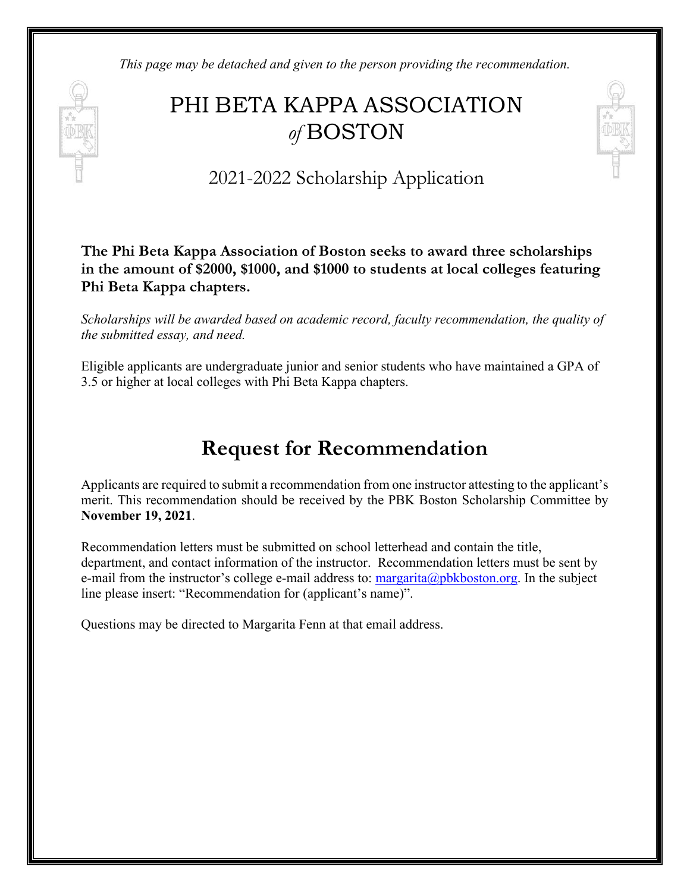*This page may be detached and given to the person providing the recommendation.*

# PHI BETA KAPPA ASSOCIATION *of* BOSTON

2021-2022 Scholarship Application

**The Phi Beta Kappa Association of Boston seeks to award three scholarships in the amount of $2000, $1000, and $1000 to students at local colleges featuring Phi Beta Kappa chapters.**

*Scholarships will be awarded based on academic record, faculty recommendation, the quality of the submitted essay, and need.*

Eligible applicants are undergraduate junior and senior students who have maintained a GPA of 3.5 or higher at local colleges with Phi Beta Kappa chapters.

## Request for Recommendation

Applicants are required to submit a recommendation from one instructor attesting to the applicant's merit. This recommendation should be received by the PBK Boston Scholarship Committee by **November 19, 2021**.

Recommendation letters must be submitted on school letterhead and contain the title, department, and contact information of the instructor. Recommendation letters must be sent by e-mail from the instructor's college e-mail address to: margarita@pbkboston.org. In the subject line please insert: "Recommendation for (applicant's name)".

Questions may be directed to Margarita Fenn at that email address.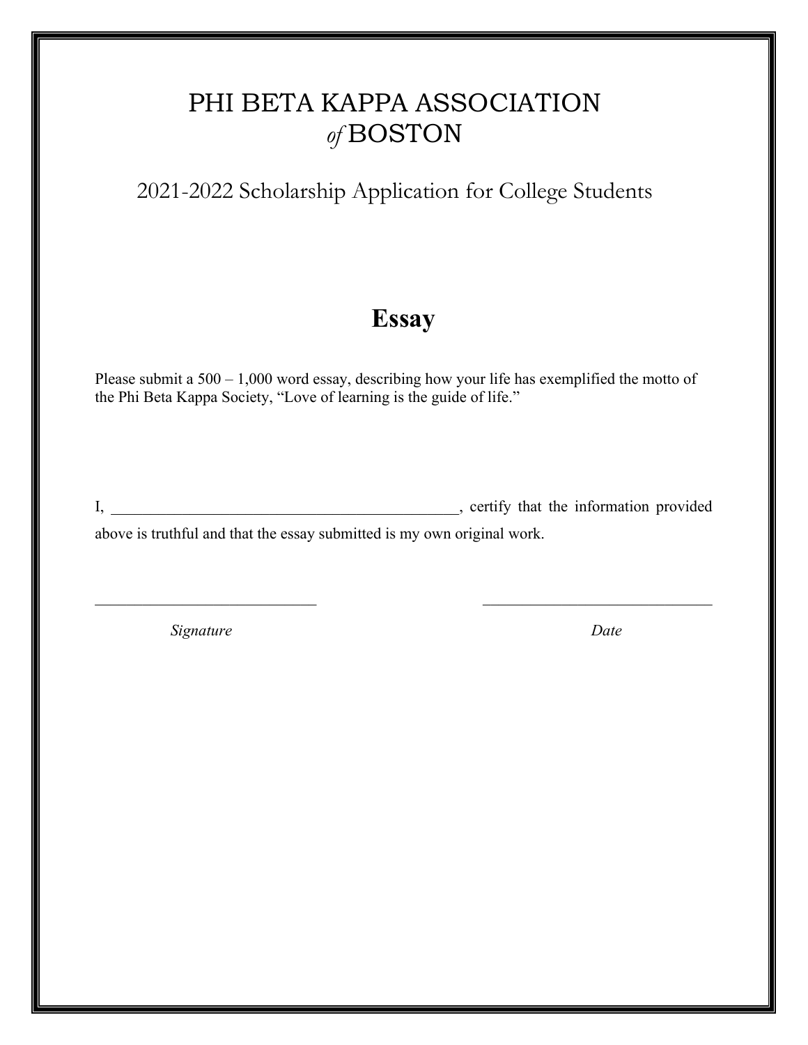# PHI BETA KAPPA ASSOCIATION
# *of* BOSTON

## 2021-2022 Scholarship Application for College Students

## **Essay**

Please submit a 500 – 1,000 word essay, describing how your life has exemplified the motto of the Phi Beta Kappa Society, "Love of learning is the guide of life."

I, ____________________________________________, certify that the information provided above is truthful and that the essay submitted is my own original work.

____________________________ ____________________________

*Signature* *Date*